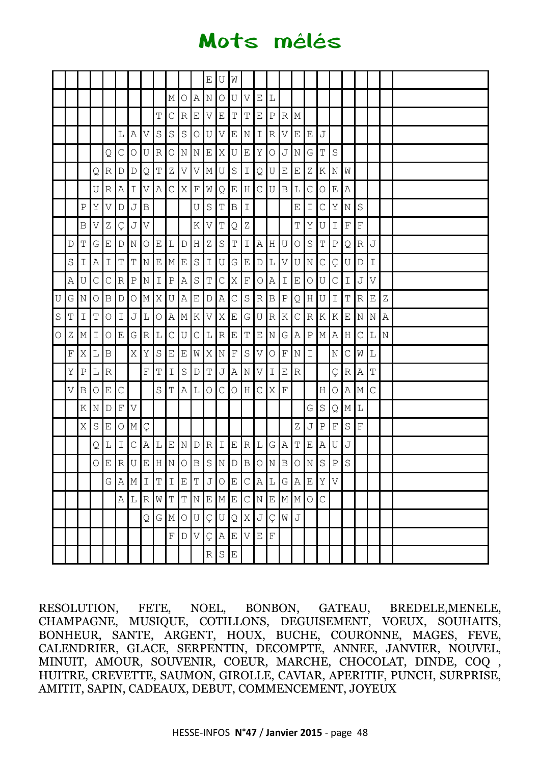# Mots mêlés

| | | | | | | | | | | | | | | | | | | | | | | | | | | |
|---|---|---|---|---|---|---|---|---|---|---|---|---|---|---|---|---|---|---|---|---|---|---|---|---|---|---|
| | | | | | | | | | | | | E | U | W | | | | | | | | | | | | |
| | | | | | | | | | M | O | A | N | O | U | V | E | L | | | | | | | | | |
| | | | | | | | | T | C | R | E | V | E | T | T | E | P | R | M | | | | | | | |
| | | | | | L | A | V | S | S | S | O | U | V | E | N | I | R | V | E | E | J | | | | | |
| | | | | Q | C | O | U | R | O | N | N | E | X | U | E | Y | O | J | N | G | T | S | | | | |
| | | | Q | R | D | D | Q | T | Z | V | V | M | U | S | I | Q | U | E | E | Z | K | N | W | | | |
| | | | U | R | A | I | V | A | C | X | F | W | Q | E | H | C | U | B | L | C | O | E | A | | | |
| | | P | Y | V | D | J | B | | | | U | S | T | B | I | | | | E | I | C | Y | N | S | | |
| | | B | V | Z | Ç | J | V | | | | K | V | T | Q | Z | | | | T | Y | U | I | F | F | | |
| | D | T | G | E | D | N | O | E | L | D | H | Z | S | T | I | A | H | U | O | S | T | P | Q | R | J | |
| | S | I | A | I | T | T | N | E | M | E | S | I | U | G | E | D | L | V | U | N | C | Ç | U | D | I | |
| | A | U | C | C | R | P | N | I | P | A | S | T | C | X | F | O | A | I | E | O | U | C | I | J | V | |
| U | G | N | O | B | D | O | M | X | U | A | E | D | A | C | S | R | B | P | Q | H | U | I | T | R | E | Z |
| S | T | I | T | O | I | J | L | O | A | M | K | V | X | E | G | U | R | K | C | R | K | K | E | N | N | A |
| O | Z | M | I | O | E | G | R | L | C | U | C | L | R | E | T | E | N | G | A | P | M | A | H | C | L | N |
| | F | X | L | B | | X | Y | S | E | E | W | X | N | F | S | V | O | F | N | I | | N | C | W | L | |
| | Y | P | L | R | | | F | T | I | S | D | T | J | A | N | V | I | E | R | | | Ç | R | A | T | |
| | V | B | O | E | C | | | S | T | A | L | O | C | O | H | C | X | F | | | H | O | A | M | C | |
| | | K | N | D | F | V | | | | | | | | | | | | | | G | S | Q | M | L | | |
| | | X | S | E | O | M | Ç | | | | | | | | | | | | Z | J | P | F | S | F | | |
| | | | Q | L | I | C | A | L | E | N | D | R | I | E | R | L | G | A | T | E | A | U | J | | | |
| | | | O | E | R | U | E | H | N | O | B | S | N | D | B | O | N | B | O | N | S | P | S | | | |
| | | | | G | A | M | I | T | I | E | T | J | O | E | C | A | L | G | A | E | Y | V | | | | |
| | | | | | A | L | R | W | T | T | N | E | M | E | C | N | E | M | M | O | C | | | | | |
| | | | | | | | Q | G | M | O | U | Ç | U | Q | X | J | Ç | W | J | | | | | | | |
| | | | | | | | | | F | D | V | Ç | A | E | V | E | F | | | | | | | | | |
| | | | | | | | | | | | | R | S | E | | | | | | | | | | | | |

RESOLUTION, FETE, NOEL, BONBON, GATEAU, BREDELE,MENELE, CHAMPAGNE, MUSIQUE, COTILLONS, DEGUISEMENT, VOEUX, SOUHAITS, BONHEUR, SANTE, ARGENT, HOUX, BUCHE, COURONNE, MAGES, FEVE, CALENDRIER, GLACE, SERPENTIN, DECOMPTE, ANNEE, JANVIER, NOUVEL, MINUIT, AMOUR, SOUVENIR, COEUR, MARCHE, CHOCOLAT, DINDE, COQ , HUITRE, CREVETTE, SAUMON, GIROLLE, CAVIAR, APERITIF, PUNCH, SURPRISE, AMITIT, SAPIN, CADEAUX, DEBUT, COMMENCEMENT, JOYEUX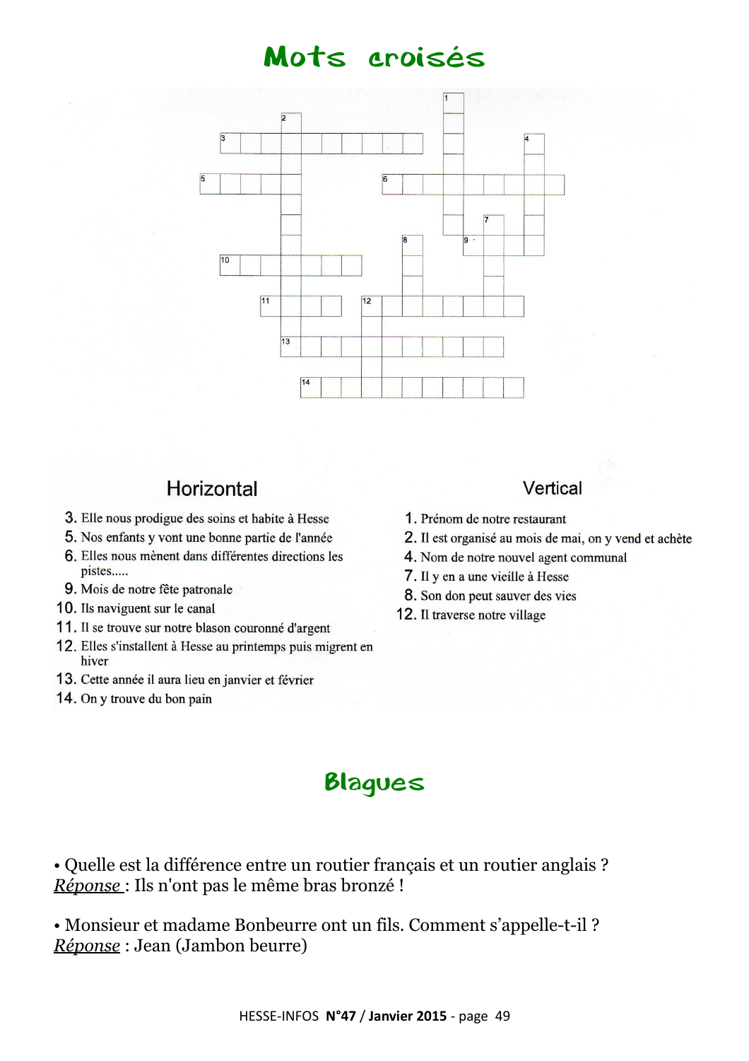# Mots croisés

## Horizontal

3. Elle nous prodigue des soins et habite à Hesse
5. Nos enfants y vont une bonne partie de l'année
6. Elles nous mènent dans différentes directions les pistes.....
9. Mois de notre fête patronale
10. Ils naviguent sur le canal
11. Il se trouve sur notre blason couronné d'argent
12. Elles s'installent à Hesse au printemps puis migrent en hiver
13. Cette année il aura lieu en janvier et février
14. On y trouve du bon pain

## Vertical

1. Prénom de notre restaurant
2. Il est organisé au mois de mai, on y vend et achète
4. Nom de notre nouvel agent communal
7. Il y en a une vieille à Hesse
8. Son don peut sauver des vies
12. Il traverse notre village

# Blagues

• Quelle est la différence entre un routier français et un routier anglais ?
*Réponse* : Ils n'ont pas le même bras bronzé !

• Monsieur et madame Bonbeurre ont un fils. Comment s'appelle-t-il ?
*Réponse* : Jean (Jambon beurre)